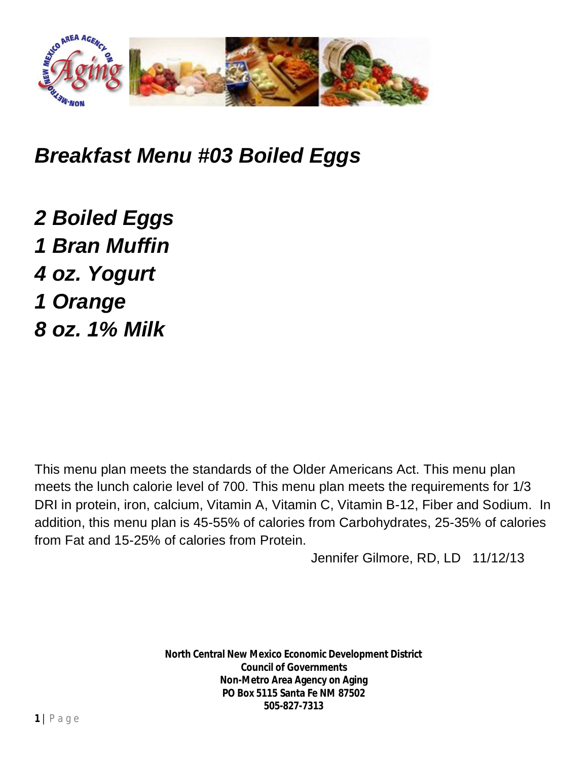# *Breakfast Menu #03 Boiled Eggs*

***2 Boiled Eggs***
***1 Bran Muffin***
***4 oz. Yogurt***
***1 Orange***
***8 oz. 1% Milk***

This menu plan meets the standards of the Older Americans Act. This menu plan meets the lunch calorie level of 700. This menu plan meets the requirements for 1/3 DRI in protein, iron, calcium, Vitamin A, Vitamin C, Vitamin B-12, Fiber and Sodium. In addition, this menu plan is 45-55% of calories from Carbohydrates, 25-35% of calories from Fat and 15-25% of calories from Protein.

Jennifer Gilmore, RD, LD 11/12/13

**North Central New Mexico Economic Development District**
**Council of Governments**
**Non-Metro Area Agency on Aging**
**PO Box 5115 Santa Fe NM 87502**
**505-827-7313**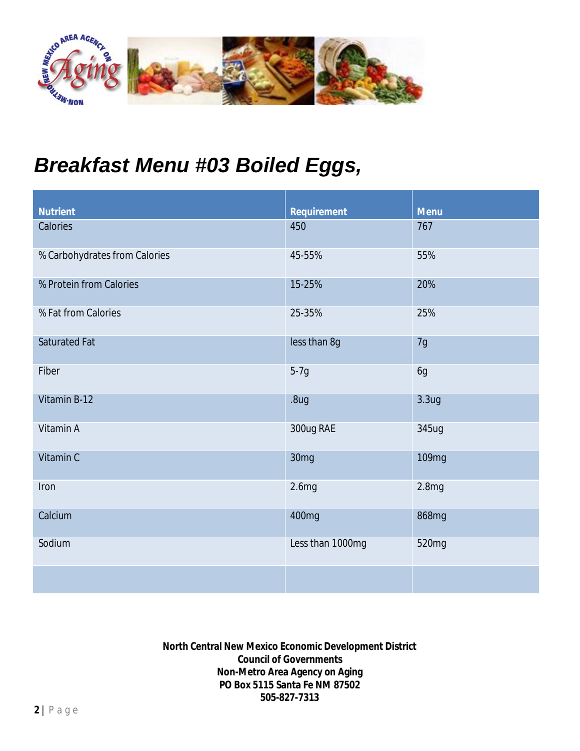# *Breakfast Menu #03 Boiled Eggs,*

| Nutrient | Requirement | Menu |
|---|---|---|
| Calories | 450 | 767 |
| % Carbohydrates from Calories | 45-55% | 55% |
| % Protein from Calories | 15-25% | 20% |
| % Fat from Calories | 25-35% | 25% |
| Saturated Fat | less than 8g | 7g |
| Fiber | 5-7g | 6g |
| Vitamin B-12 | .8ug | 3.3ug |
| Vitamin A | 300ug RAE | 345ug |
| Vitamin C | 30mg | 109mg |
| Iron | 2.6mg | 2.8mg |
| Calcium | 400mg | 868mg |
| Sodium | Less than 1000mg | 520mg |
| | | |

**North Central New Mexico Economic Development District**
**Council of Governments**
**Non-Metro Area Agency on Aging**
**PO Box 5115 Santa Fe NM 87502**
**505-827-7313**